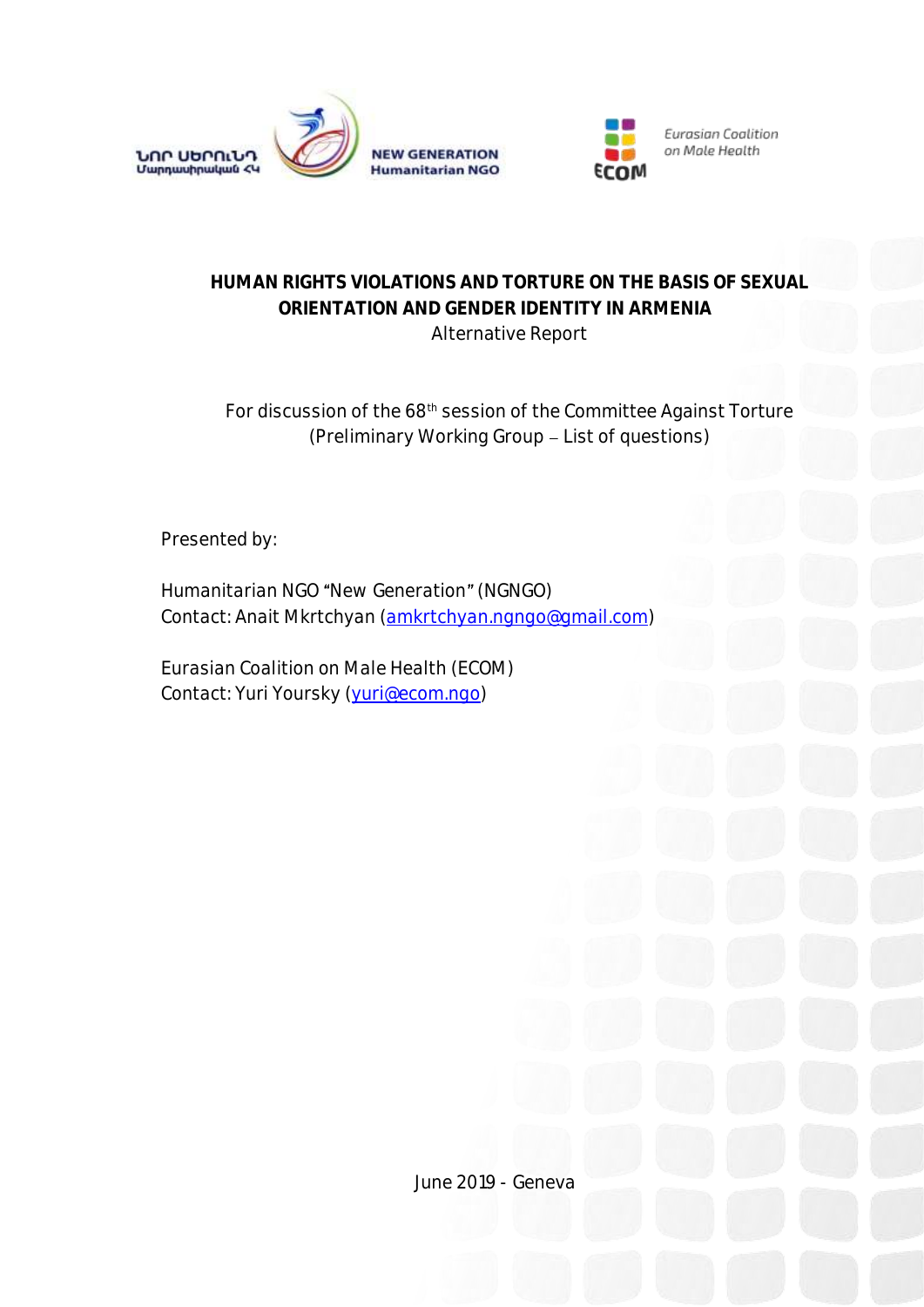ՆՈՐ ՍԵՐՈՒՆԴ Մարդասիրական ՀԿ

NEW GENERATION Humanitarian NGO

Eurasian Coalition on Male Health

ECOM

# HUMAN RIGHTS VIOLATIONS AND TORTURE ON THE BASIS OF SEXUAL ORIENTATION AND GENDER IDENTITY IN ARMENIA

Alternative Report

For discussion of the 68th session of the Committee Against Torture (Preliminary Working Group – List of questions)

Presented by:

Humanitarian NGO "New Generation" (NGNGO)
Contact: Anait Mkrtchyan (amkrtchyan.ngngo@gmail.com)

Eurasian Coalition on Male Health (ECOM)
Contact: Yuri Yoursky (yuri@ecom.ngo)

June 2019 - Geneva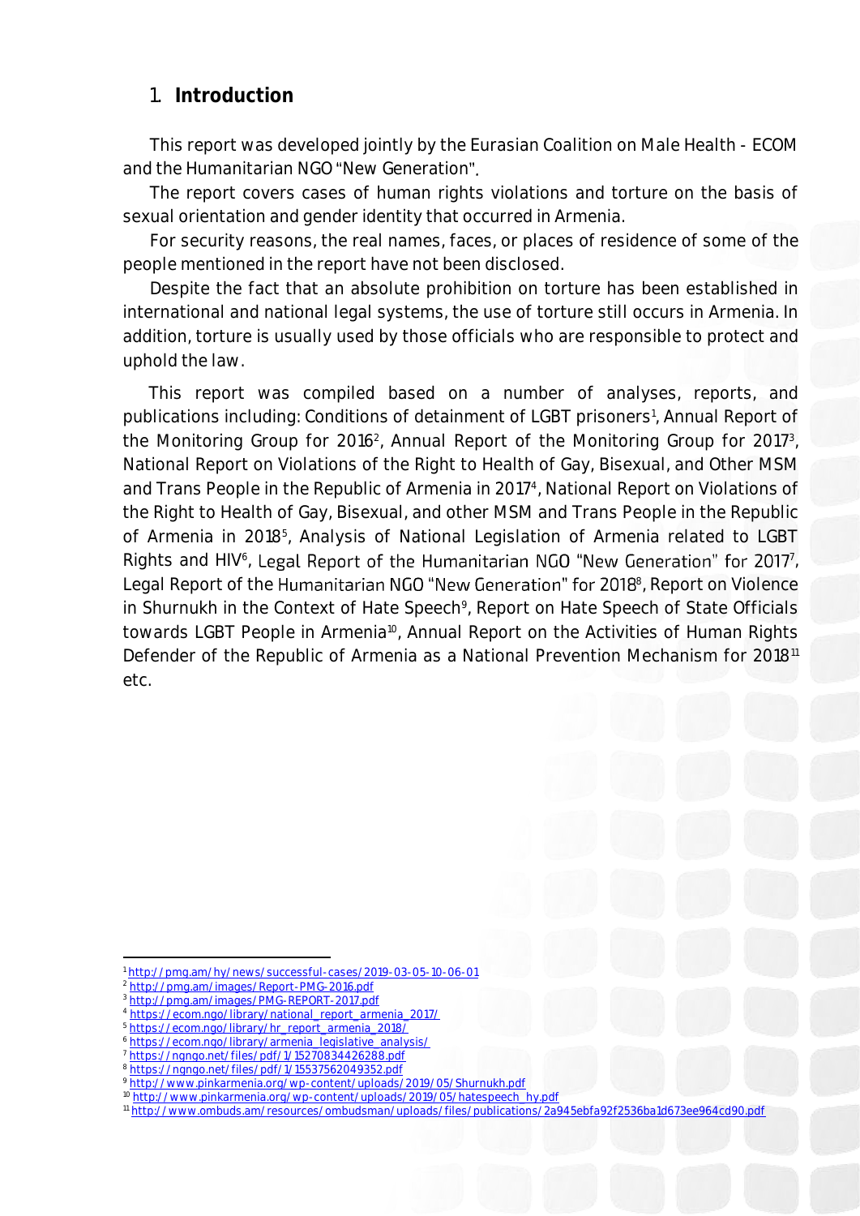# 1. Introduction

This report was developed jointly by the Eurasian Coalition on Male Health - ECOM and the Humanitarian NGO "New Generation".

The report covers cases of human rights violations and torture on the basis of sexual orientation and gender identity that occurred in Armenia.

For security reasons, the real names, faces, or places of residence of some of the people mentioned in the report have not been disclosed.

Despite the fact that an absolute prohibition on torture has been established in international and national legal systems, the use of torture still occurs in Armenia. In addition, torture is usually used by those officials who are responsible to protect and uphold the law.

This report was compiled based on a number of analyses, reports, and publications including: Conditions of detainment of LGBT prisoners[1], Annual Report of the Monitoring Group for 2016[2], Annual Report of the Monitoring Group for 2017[3], National Report on Violations of the Right to Health of Gay, Bisexual, and Other MSM and Trans People in the Republic of Armenia in 2017[4], National Report on Violations of the Right to Health of Gay, Bisexual, and other MSM and Trans People in the Republic of Armenia in 2018[5], Analysis of National Legislation of Armenia related to LGBT Rights and HIV[6], Legal Report of the Humanitarian NGO "New Generation" for 2017[7], Legal Report of the Humanitarian NGO "New Generation" for 2018[8], Report on Violence in Shurnukh in the Context of Hate Speech[9], Report on Hate Speech of State Officials towards LGBT People in Armenia[10], Annual Report on the Activities of Human Rights Defender of the Republic of Armenia as a National Prevention Mechanism for 2018[11] etc.

---

[1] http://pmg.am/hy/news/successful-cases/2019-03-05-10-06-01
[2] http://pmg.am/images/Report-PMG-2016.pdf
[3] http://pmg.am/images/PMG-REPORT-2017.pdf
[4] https://ecom.ngo/library/national_report_armenia_2017/
[5] https://ecom.ngo/library/hr_report_armenia_2018/
[6] https://ecom.ngo/library/armenia_legislative_analysis/
[7] https://ngngo.net/files/pdf/1/15270834426288.pdf
[8] https://ngngo.net/files/pdf/1/15537562049352.pdf
[9] http://www.pinkarmenia.org/wp-content/uploads/2019/05/Shurnukh.pdf
[10] http://www.pinkarmenia.org/wp-content/uploads/2019/05/hatespeech_hy.pdf
[11] http://www.ombuds.am/resources/ombudsman/uploads/files/publications/2a945ebfa92f2536ba1d673ee964cd90.pdf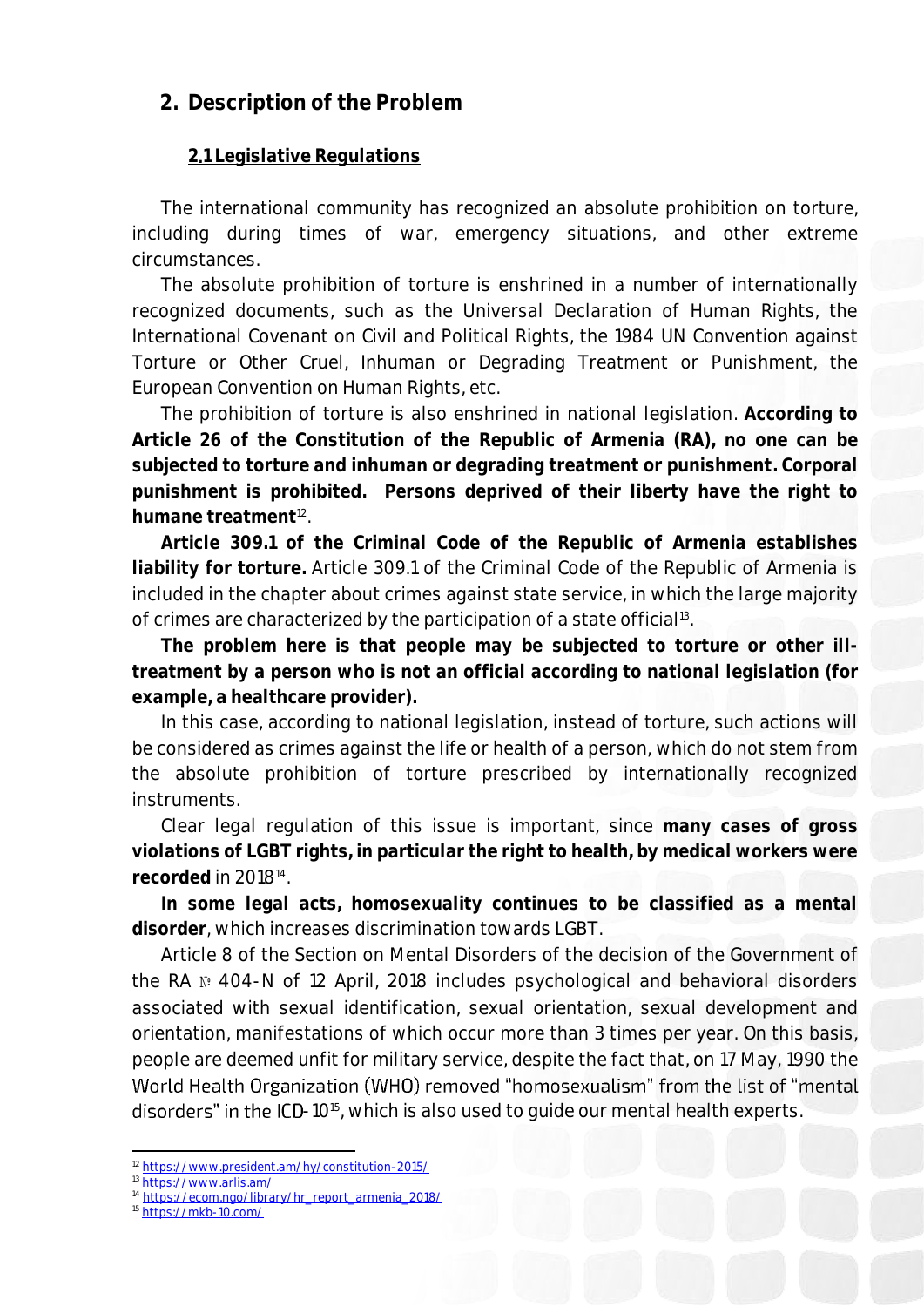## 2. Description of the Problem

### 2.1 Legislative Regulations

The international community has recognized an absolute prohibition on torture, including during times of war, emergency situations, and other extreme circumstances.

The absolute prohibition of torture is enshrined in a number of internationally recognized documents, such as the Universal Declaration of Human Rights, the International Covenant on Civil and Political Rights, the 1984 UN Convention against Torture or Other Cruel, Inhuman or Degrading Treatment or Punishment, the European Convention on Human Rights, etc.

The prohibition of torture is also enshrined in national legislation. **According to Article 26 of the Constitution of the Republic of Armenia (RA), no one can be subjected to torture and inhuman or degrading treatment or punishment. Corporal punishment is prohibited. Persons deprived of their liberty have the right to humane treatment**[12].

**Article 309.1 of the Criminal Code of the Republic of Armenia establishes liability for torture.** Article 309.1 of the Criminal Code of the Republic of Armenia is included in the chapter about crimes against state service, in which the large majority of crimes are characterized by the participation of a state official[13].

**The problem here is that people may be subjected to torture or other ill-treatment by a person who is not an official according to national legislation (for example, a healthcare provider).**

In this case, according to national legislation, instead of torture, such actions will be considered as crimes against the life or health of a person, which do not stem from the absolute prohibition of torture prescribed by internationally recognized instruments.

Clear legal regulation of this issue is important, since **many cases of gross violations of LGBT rights, in particular the right to health, by medical workers were recorded** in 2018[14].

**In some legal acts, homosexuality continues to be classified as a mental disorder**, which increases discrimination towards LGBT.

Article 8 of the Section on Mental Disorders of the decision of the Government of the RA № 404-N of 12 April, 2018 includes psychological and behavioral disorders associated with sexual identification, sexual orientation, sexual development and orientation, manifestations of which occur more than 3 times per year. On this basis, people are deemed unfit for military service, despite the fact that, on 17 May, 1990 the World Health Organization (WHO) removed "homosexualism" from the list of "mental disorders" in the ICD-10[15], which is also used to guide our mental health experts.

---

[12] https://www.president.am/hy/constitution-2015/

[13] https://www.arlis.am/

[14] https://ecom.ngo/library/hr_report_armenia_2018/

[15] https://mkb-10.com/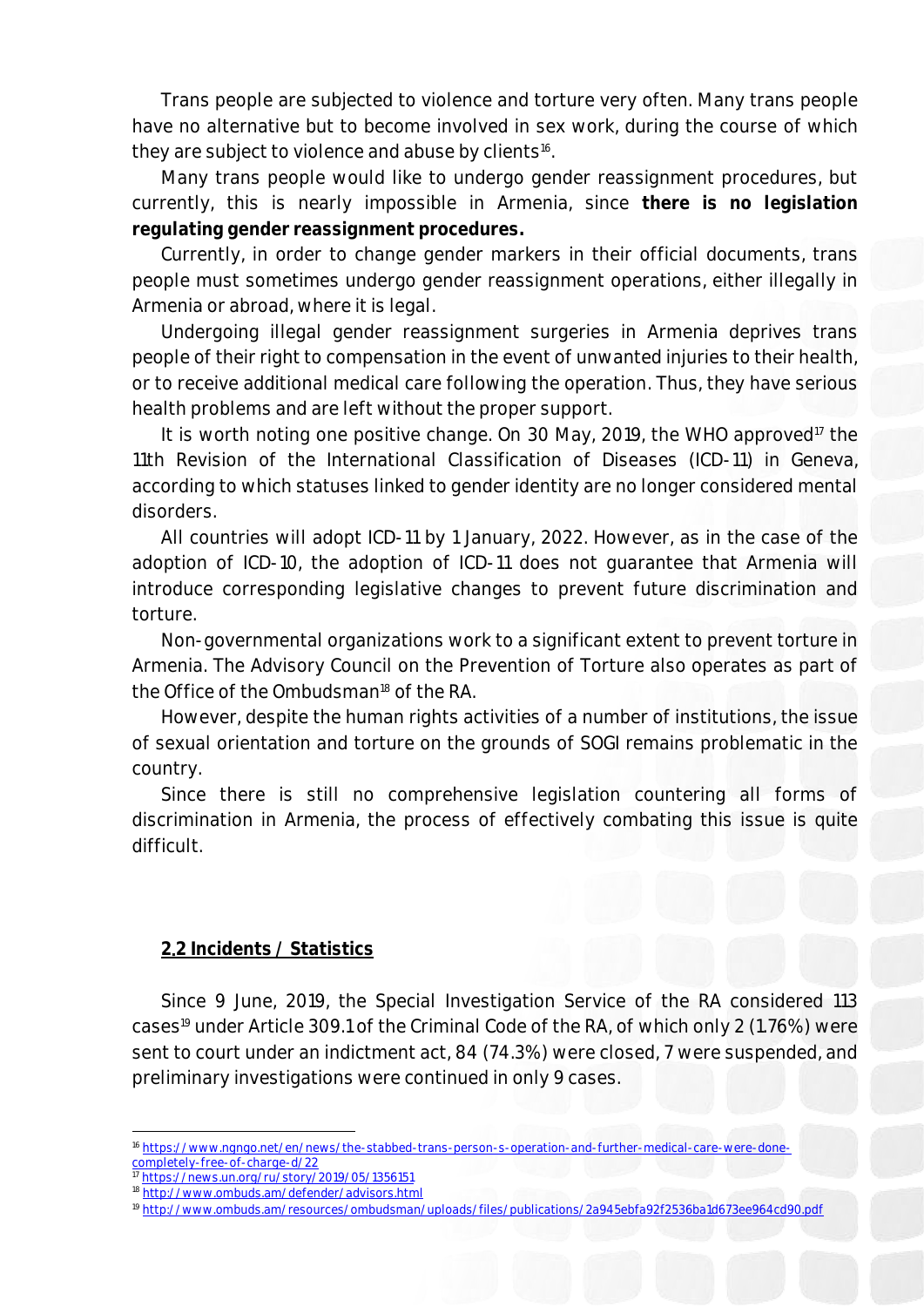Trans people are subjected to violence and torture very often. Many trans people have no alternative but to become involved in sex work, during the course of which they are subject to violence and abuse by clients[16].

Many trans people would like to undergo gender reassignment procedures, but currently, this is nearly impossible in Armenia, since **there is no legislation regulating gender reassignment procedures.**

Currently, in order to change gender markers in their official documents, trans people must sometimes undergo gender reassignment operations, either illegally in Armenia or abroad, where it is legal.

Undergoing illegal gender reassignment surgeries in Armenia deprives trans people of their right to compensation in the event of unwanted injuries to their health, or to receive additional medical care following the operation. Thus, they have serious health problems and are left without the proper support.

It is worth noting one positive change. On 30 May, 2019, the WHO approved[17] the 11th Revision of the International Classification of Diseases (ICD-11) in Geneva, according to which statuses linked to gender identity are no longer considered mental disorders.

All countries will adopt ICD-11 by 1 January, 2022. However, as in the case of the adoption of ICD-10, the adoption of ICD-11 does not guarantee that Armenia will introduce corresponding legislative changes to prevent future discrimination and torture.

Non-governmental organizations work to a significant extent to prevent torture in Armenia. The Advisory Council on the Prevention of Torture also operates as part of the Office of the Ombudsman[18] of the RA.

However, despite the human rights activities of a number of institutions, the issue of sexual orientation and torture on the grounds of SOGI remains problematic in the country.

Since there is still no comprehensive legislation countering all forms of discrimination in Armenia, the process of effectively combating this issue is quite difficult.

## 2.2 Incidents / Statistics

Since 9 June, 2019, the Special Investigation Service of the RA considered 113 cases[19] under Article 309.1 of the Criminal Code of the RA, of which only 2 (1.76%) were sent to court under an indictment act, 84 (74.3%) were closed, 7 were suspended, and preliminary investigations were continued in only 9 cases.

---

[16] https://www.ngngo.net/en/news/the-stabbed-trans-person-s-operation-and-further-medical-care-were-done-completely-free-of-charge-d/22

[17] https://news.un.org/ru/story/2019/05/1356151

[18] http://www.ombuds.am/defender/advisors.html

[19] http://www.ombuds.am/resources/ombudsman/uploads/files/publications/2a945ebfa92f2536ba1d673ee964cd90.pdf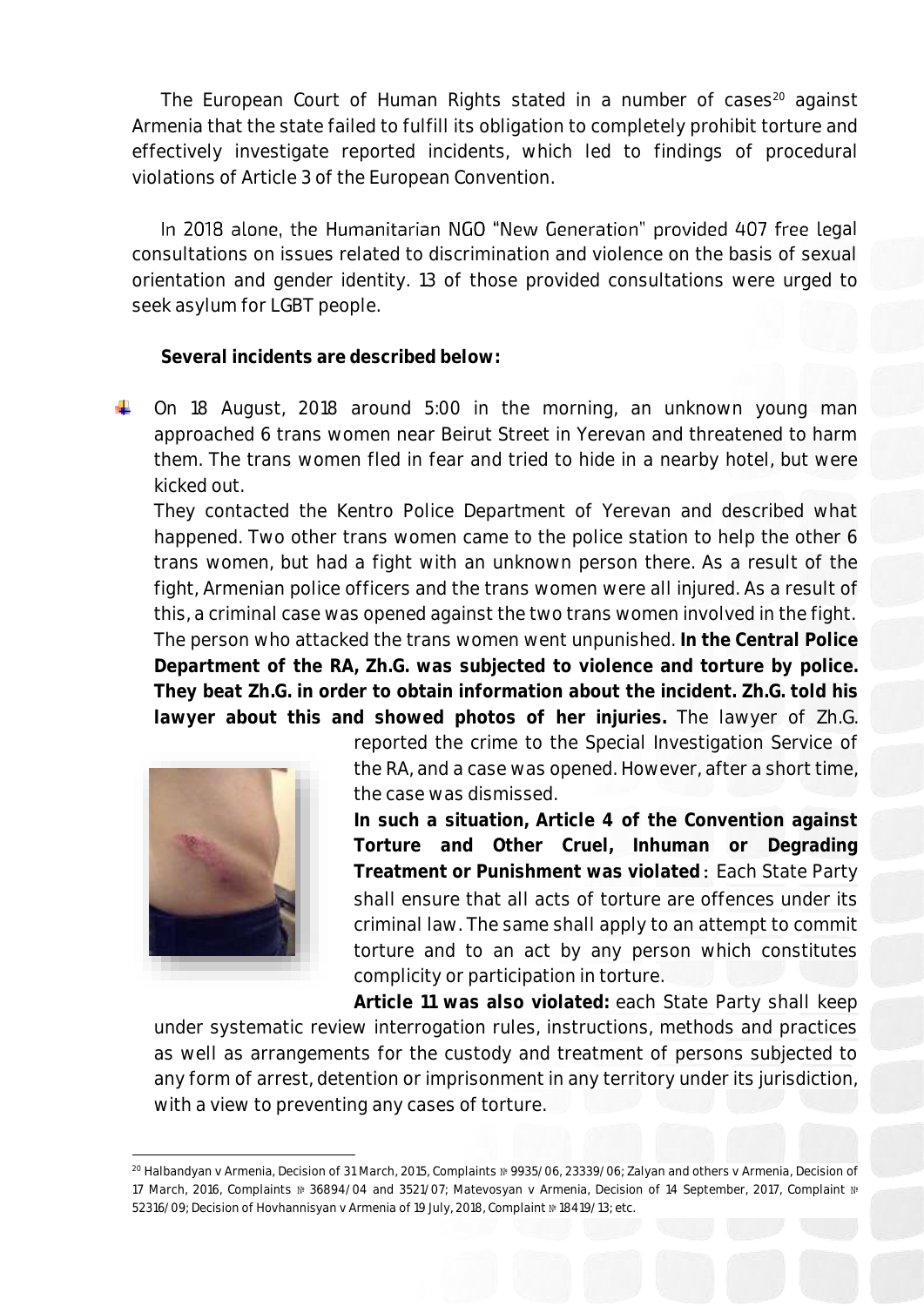The European Court of Human Rights stated in a number of cases[20] against Armenia that the state failed to fulfill its obligation to completely prohibit torture and effectively investigate reported incidents, which led to findings of procedural violations of Article 3 of the European Convention.

In 2018 alone, the Humanitarian NGO "New Generation" provided 407 free legal consultations on issues related to discrimination and violence on the basis of sexual orientation and gender identity. 13 of those provided consultations were urged to seek asylum for LGBT people.

**Several incidents are described below:**

- On 18 August, 2018 around 5:00 in the morning, an unknown young man approached 6 trans women near Beirut Street in Yerevan and threatened to harm them. The trans women fled in fear and tried to hide in a nearby hotel, but were kicked out.

  They contacted the Kentro Police Department of Yerevan and described what happened. Two other trans women came to the police station to help the other 6 trans women, but had a fight with an unknown person there. As a result of the fight, Armenian police officers and the trans women were all injured. As a result of this, a criminal case was opened against the two trans women involved in the fight. The person who attacked the trans women went unpunished. **In the Central Police Department of the RA, Zh.G. was subjected to violence and torture by police. They beat Zh.G. in order to obtain information about the incident. Zh.G. told his lawyer about this and showed photos of her injuries.** The lawyer of Zh.G. reported the crime to the Special Investigation Service of the RA, and a case was opened. However, after a short time, the case was dismissed.

  **In such a situation, Article 4 of the Convention against Torture and Other Cruel, Inhuman or Degrading Treatment or Punishment was violated**: Each State Party shall ensure that all acts of torture are offences under its criminal law. The same shall apply to an attempt to commit torture and to an act by any person which constitutes complicity or participation in torture.

  **Article 11 was also violated:** each State Party shall keep under systematic review interrogation rules, instructions, methods and practices as well as arrangements for the custody and treatment of persons subjected to any form of arrest, detention or imprisonment in any territory under its jurisdiction, with a view to preventing any cases of torture.

---

[20] Halbandyan v Armenia, Decision of 31 March, 2015, Complaints № 9935/06, 23339/06; Zalyan and others v Armenia, Decision of 17 March, 2016, Complaints № 36894/04 and 3521/07; Matevosyan v Armenia, Decision of 14 September, 2017, Complaint № 52316/09; Decision of Hovhannisyan v Armenia of 19 July, 2018, Complaint № 18419/13; etc.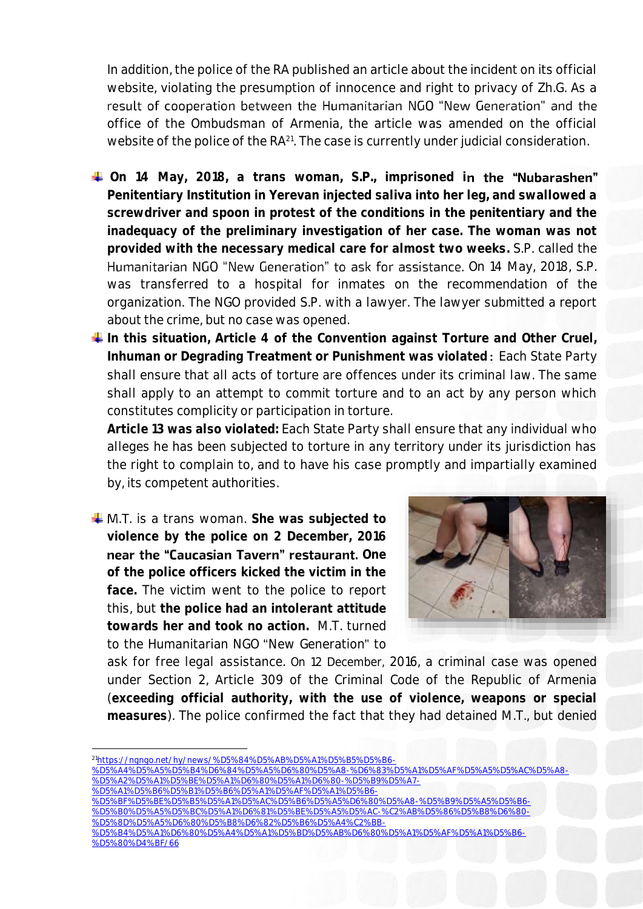In addition, the police of the RA published an article about the incident on its official website, violating the presumption of innocence and right to privacy of Zh.G. As a result of cooperation between the Humanitarian NGO "New Generation" and the office of the Ombudsman of Armenia, the article was amended on the official website of the police of the RA[21]. The case is currently under judicial consideration.

- **On 14 May, 2018, a trans woman, S.P., imprisoned in the "Nubarashen" Penitentiary Institution in Yerevan injected saliva into her leg, and swallowed a screwdriver and spoon in protest of the conditions in the penitentiary and the inadequacy of the preliminary investigation of her case. The woman was not provided with the necessary medical care for almost two weeks.** S.P. called the Humanitarian NGO "New Generation" to ask for assistance. On 14 May, 2018, S.P. was transferred to a hospital for inmates on the recommendation of the organization. The NGO provided S.P. with a lawyer. The lawyer submitted a report about the crime, but no case was opened.
- **In this situation, Article 4 of the Convention against Torture and Other Cruel, Inhuman or Degrading Treatment or Punishment was violated**: Each State Party shall ensure that all acts of torture are offences under its criminal law. The same shall apply to an attempt to commit torture and to an act by any person which constitutes complicity or participation in torture.

  **Article 13 was also violated:** Each State Party shall ensure that any individual who alleges he has been subjected to torture in any territory under its jurisdiction has the right to complain to, and to have his case promptly and impartially examined by, its competent authorities.

- M.T. is a trans woman. **She was subjected to violence by the police on 2 December, 2016 near the "Caucasian Tavern" restaurant. One of the police officers kicked the victim in the face.** The victim went to the police to report this, but **the police had an intolerant attitude towards her and took no action.** M.T. turned to the Humanitarian NGO "New Generation" to ask for free legal assistance. On 12 December, 2016, a criminal case was opened under Section 2, Article 309 of the Criminal Code of the Republic of Armenia (**exceeding official authority, with the use of violence, weapons or special measures**). The police confirmed the fact that they had detained M.T., but denied

[21] https://ngngo.net/hy/news/%D5%84%D5%AB%D5%A1%D5%B5%D5%B6-%D5%A4%D5%A5%D5%B4%D6%84%D5%A5%D6%80%D5%A8-%D6%83%D5%A1%D5%AF%D5%A5%D5%AC%D5%A8-%D5%A2%D5%A1%D5%BE%D5%A1%D6%80%D5%A1%D6%80-%D5%B9%D5%A7-%D5%A1%D5%B6%D5%B1%D5%B6%D5%A1%D5%AF%D5%A1%D5%B6-%D5%BF%D5%BE%D5%B5%D5%A1%D5%AC%D5%B6%D5%A5%D6%80%D5%A8-%D5%B9%D5%A5%D5%B6-%D5%B0%D5%A5%D5%BC%D5%A1%D6%81%D5%BE%D5%A5%D5%AC-%C2%AB%D5%86%D5%B8%D6%80-%D5%8D%D5%A5%D6%80%D5%B8%D6%82%D5%B6%D5%A4%C2%BB-%D5%B4%D5%A1%D6%80%D5%A4%D5%A1%D5%BD%D5%AB%D6%80%D5%A1%D5%AF%D5%A1%D5%B6-%D5%80%D4%BF/66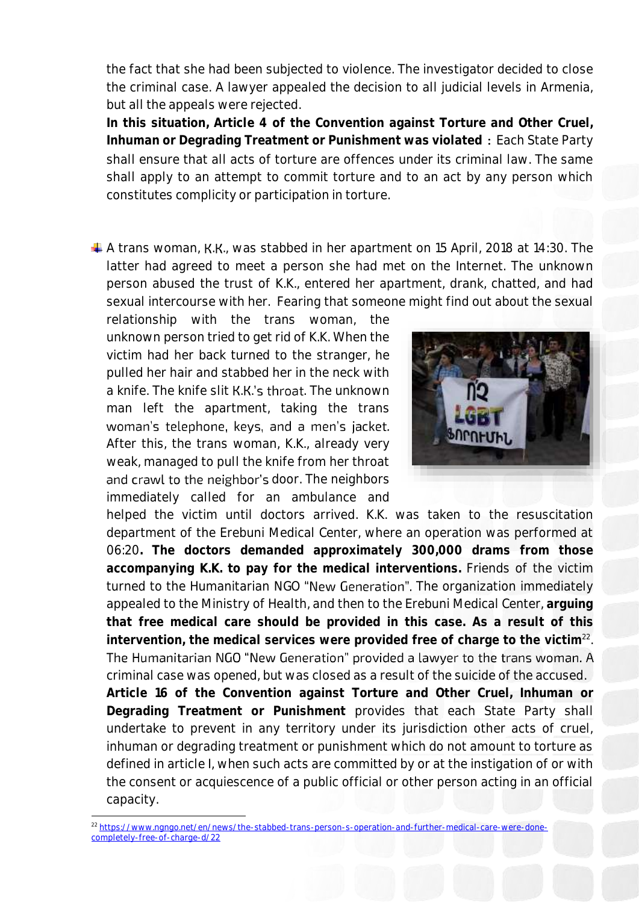the fact that she had been subjected to violence. The investigator decided to close the criminal case. A lawyer appealed the decision to all judicial levels in Armenia, but all the appeals were rejected.

**In this situation, Article 4 of the Convention against Torture and Other Cruel, Inhuman or Degrading Treatment or Punishment was violated**: Each State Party shall ensure that all acts of torture are offences under its criminal law. The same shall apply to an attempt to commit torture and to an act by any person which constitutes complicity or participation in torture.

- A trans woman, K.K., was stabbed in her apartment on 15 April, 2018 at 14:30. The latter had agreed to meet a person she had met on the Internet. The unknown person abused the trust of K.K., entered her apartment, drank, chatted, and had sexual intercourse with her. Fearing that someone might find out about the sexual relationship with the trans woman, the unknown person tried to get rid of K.K. When the victim had her back turned to the stranger, he pulled her hair and stabbed her in the neck with a knife. The knife slit K.K.'s throat. The unknown man left the apartment, taking the trans woman's telephone, keys, and a men's jacket. After this, the trans woman, K.K., already very weak, managed to pull the knife from her throat and crawl to the neighbor's door. The neighbors immediately called for an ambulance and helped the victim until doctors arrived. K.K. was taken to the resuscitation department of the Erebuni Medical Center, where an operation was performed at 06:20**. The doctors demanded approximately 300,000 drams from those accompanying K.K. to pay for the medical interventions.** Friends of the victim turned to the Humanitarian NGO "New Generation". The organization immediately appealed to the Ministry of Health, and then to the Erebuni Medical Center, **arguing that free medical care should be provided in this case. As a result of this intervention, the medical services were provided free of charge to the victim**[22]. The Humanitarian NGO "New Generation" provided a lawyer to the trans woman. A criminal case was opened, but was closed as a result of the suicide of the accused.

**Article 16 of the Convention against Torture and Other Cruel, Inhuman or Degrading Treatment or Punishment** provides that each State Party shall undertake to prevent in any territory under its jurisdiction other acts of cruel, inhuman or degrading treatment or punishment which do not amount to torture as defined in article I, when such acts are committed by or at the instigation of or with the consent or acquiescence of a public official or other person acting in an official capacity.

---

[22] https://www.ngngo.net/en/news/the-stabbed-trans-person-s-operation-and-further-medical-care-were-done-completely-free-of-charge-d/22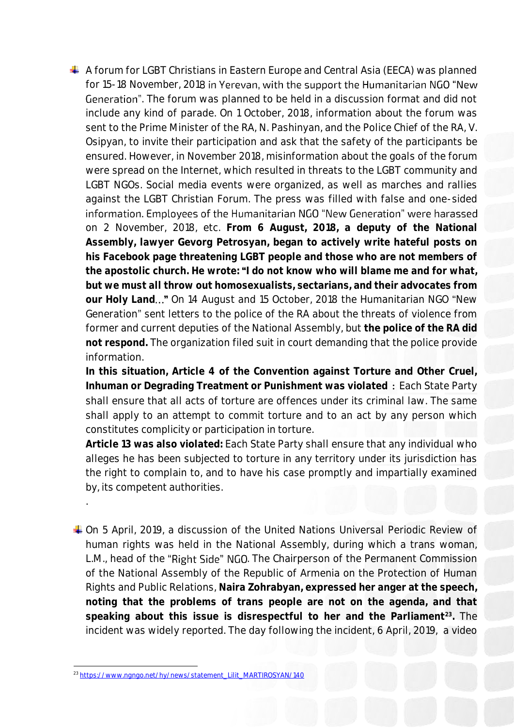- A forum for LGBT Christians in Eastern Europe and Central Asia (EECA) was planned for 15-18 November, 2018 in Yerevan, with the support the Humanitarian NGO "New Generation". The forum was planned to be held in a discussion format and did not include any kind of parade. On 1 October, 2018, information about the forum was sent to the Prime Minister of the RA, N. Pashinyan, and the Police Chief of the RA, V. Osipyan, to invite their participation and ask that the safety of the participants be ensured. However, in November 2018, misinformation about the goals of the forum were spread on the Internet, which resulted in threats to the LGBT community and LGBT NGOs. Social media events were organized, as well as marches and rallies against the LGBT Christian Forum. The press was filled with false and one-sided information. Employees of the Humanitarian NGO "New Generation" were harassed on 2 November, 2018, etc. **From 6 August, 2018, a deputy of the National Assembly, lawyer Gevorg Petrosyan, began to actively write hateful posts on his Facebook page threatening LGBT people and those who are not members of the apostolic church. He wrote: "I do not know who will blame me and for what, but we must all throw out homosexualists, sectarians, and their advocates from our Holy Land…"** On 14 August and 15 October, 2018 the Humanitarian NGO "New Generation" sent letters to the police of the RA about the threats of violence from former and current deputies of the National Assembly, but **the police of the RA did not respond.** The organization filed suit in court demanding that the police provide information.

  **In this situation, Article 4 of the Convention against Torture and Other Cruel, Inhuman or Degrading Treatment or Punishment was violated** : Each State Party shall ensure that all acts of torture are offences under its criminal law. The same shall apply to an attempt to commit torture and to an act by any person which constitutes complicity or participation in torture.

  **Article 13 was also violated:** Each State Party shall ensure that any individual who alleges he has been subjected to torture in any territory under its jurisdiction has the right to complain to, and to have his case promptly and impartially examined by, its competent authorities.

  .

- On 5 April, 2019, a discussion of the United Nations Universal Periodic Review of human rights was held in the National Assembly, during which a trans woman, L.M., head of the "Right Side" NGO. The Chairperson of the Permanent Commission of the National Assembly of the Republic of Armenia on the Protection of Human Rights and Public Relations, **Naira Zohrabyan, expressed her anger at the speech, noting that the problems of trans people are not on the agenda, and that speaking about this issue is disrespectful to her and the Parliament[23].** The incident was widely reported. The day following the incident, 6 April, 2019, a video

[23] https://www.ngngo.net/hy/news/statement_Lilit_MARTIROSYAN/140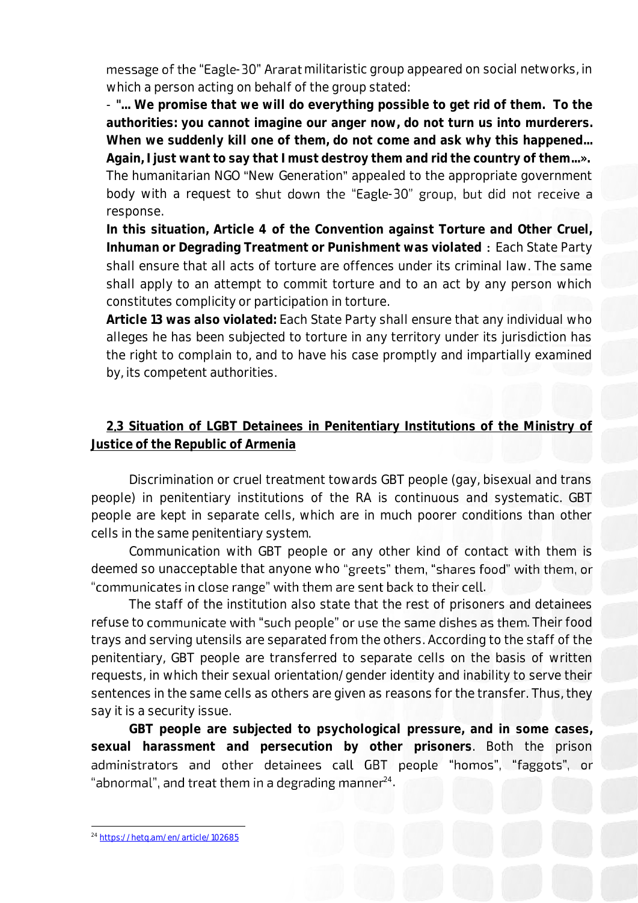message of the "Eagle-30" Ararat militaristic group appeared on social networks, in which a person acting on behalf of the group stated:

- **"... We promise that we will do everything possible to get rid of them. To the authorities: you cannot imagine our anger now, do not turn us into murderers. When we suddenly kill one of them, do not come and ask why this happened... Again, I just want to say that I must destroy them and rid the country of them...».**

The humanitarian NGO "New Generation" appealed to the appropriate government body with a request to shut down the "Eagle-30" group, but did not receive a response.

**In this situation, Article 4 of the Convention against Torture and Other Cruel, Inhuman or Degrading Treatment or Punishment was violated** : Each State Party shall ensure that all acts of torture are offences under its criminal law. The same shall apply to an attempt to commit torture and to an act by any person which constitutes complicity or participation in torture.

**Article 13 was also violated:** Each State Party shall ensure that any individual who alleges he has been subjected to torture in any territory under its jurisdiction has the right to complain to, and to have his case promptly and impartially examined by, its competent authorities.

## 2.3 Situation of LGBT Detainees in Penitentiary Institutions of the Ministry of Justice of the Republic of Armenia

Discrimination or cruel treatment towards GBT people (gay, bisexual and trans people) in penitentiary institutions of the RA is continuous and systematic. GBT people are kept in separate cells, which are in much poorer conditions than other cells in the same penitentiary system.

Communication with GBT people or any other kind of contact with them is deemed so unacceptable that anyone who "greets" them, "shares food" with them, or "communicates in close range" with them are sent back to their cell.

The staff of the institution also state that the rest of prisoners and detainees refuse to communicate with "such people" or use the same dishes as them. Their food trays and serving utensils are separated from the others. According to the staff of the penitentiary, GBT people are transferred to separate cells on the basis of written requests, in which their sexual orientation/gender identity and inability to serve their sentences in the same cells as others are given as reasons for the transfer. Thus, they say it is a security issue.

**GBT people are subjected to psychological pressure, and in some cases, sexual harassment and persecution by other prisoners**. Both the prison administrators and other detainees call GBT people "homos", "faggots", or "abnormal", and treat them in a degrading manner[24].

[24] https://hetq.am/en/article/102685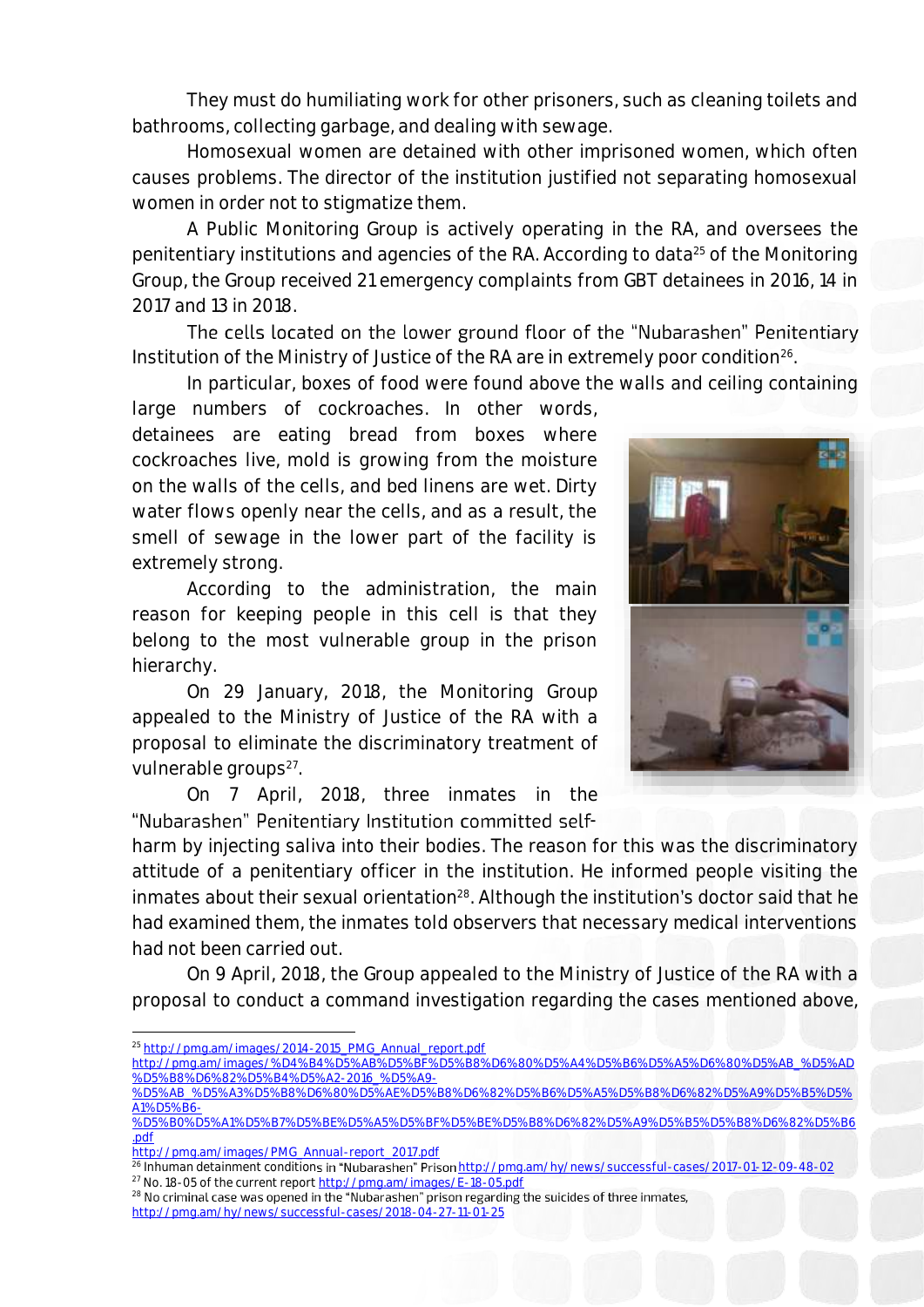They must do humiliating work for other prisoners, such as cleaning toilets and bathrooms, collecting garbage, and dealing with sewage.

Homosexual women are detained with other imprisoned women, which often causes problems. The director of the institution justified not separating homosexual women in order not to stigmatize them.

A Public Monitoring Group is actively operating in the RA, and oversees the penitentiary institutions and agencies of the RA. According to data[25] of the Monitoring Group, the Group received 21 emergency complaints from GBT detainees in 2016, 14 in 2017 and 13 in 2018.

The cells located on the lower ground floor of the "Nubarashen" Penitentiary Institution of the Ministry of Justice of the RA are in extremely poor condition[26].

In particular, boxes of food were found above the walls and ceiling containing large numbers of cockroaches. In other words, detainees are eating bread from boxes where cockroaches live, mold is growing from the moisture on the walls of the cells, and bed linens are wet. Dirty water flows openly near the cells, and as a result, the smell of sewage in the lower part of the facility is extremely strong.

According to the administration, the main reason for keeping people in this cell is that they belong to the most vulnerable group in the prison hierarchy.

On 29 January, 2018, the Monitoring Group appealed to the Ministry of Justice of the RA with a proposal to eliminate the discriminatory treatment of vulnerable groups[27].

On 7 April, 2018, three inmates in the "Nubarashen" Penitentiary Institution committed self-harm by injecting saliva into their bodies. The reason for this was the discriminatory attitude of a penitentiary officer in the institution. He informed people visiting the inmates about their sexual orientation[28]. Although the institution's doctor said that he had examined them, the inmates told observers that necessary medical interventions had not been carried out.

On 9 April, 2018, the Group appealed to the Ministry of Justice of the RA with a proposal to conduct a command investigation regarding the cases mentioned above,

---

[25] http://pmg.am/images/2014-2015_PMG_Annual_report.pdf
http://pmg.am/images/%D4%B4%D5%AB%D5%BF%D5%B8%D6%80%D5%A4%D5%B6%D5%A5%D6%80%D5%AB_%D5%AD%D5%B8%D6%82%D5%B4%D5%A2-2016_%D5%A9-%D5%AB_%D5%A3%D5%B8%D6%80%D5%AE%D5%B8%D6%82%D5%B6%D5%A5%D5%B8%D6%82%D5%A9%D5%B5%D5%A1%D5%B6-%D5%B0%D5%A1%D5%B7%D5%BE%D5%A5%D5%BF%D5%BE%D5%B8%D6%82%D5%A9%D5%B5%D5%B8%D6%82%D5%B6.pdf
http://pmg.am/images/PMG_Annual-report_2017.pdf

[26] Inhuman detainment conditions in "Nubarashen" Prison http://pmg.am/hy/news/successful-cases/2017-01-12-09-48-02

[27] No. 18-05 of the current report http://pmg.am/images/E-18-05.pdf

[28] No criminal case was opened in the "Nubarashen" prison regarding the suicides of three inmates, http://pmg.am/hy/news/successful-cases/2018-04-27-11-01-25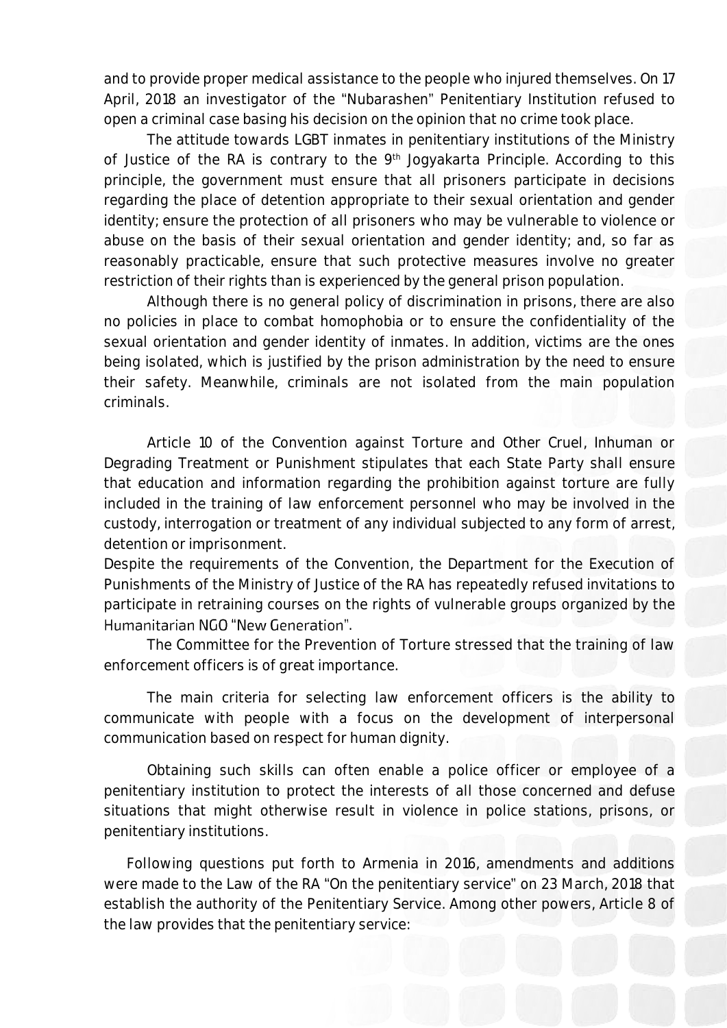and to provide proper medical assistance to the people who injured themselves. On 17 April, 2018 an investigator of the "Nubarashen" Penitentiary Institution refused to open a criminal case basing his decision on the opinion that no crime took place.

The attitude towards LGBT inmates in penitentiary institutions of the Ministry of Justice of the RA is contrary to the 9th Jogyakarta Principle. According to this principle, the government must ensure that all prisoners participate in decisions regarding the place of detention appropriate to their sexual orientation and gender identity; ensure the protection of all prisoners who may be vulnerable to violence or abuse on the basis of their sexual orientation and gender identity; and, so far as reasonably practicable, ensure that such protective measures involve no greater restriction of their rights than is experienced by the general prison population.

Although there is no general policy of discrimination in prisons, there are also no policies in place to combat homophobia or to ensure the confidentiality of the sexual orientation and gender identity of inmates. In addition, victims are the ones being isolated, which is justified by the prison administration by the need to ensure their safety. Meanwhile, criminals are not isolated from the main population criminals.

Article 10 of the Convention against Torture and Other Cruel, Inhuman or Degrading Treatment or Punishment stipulates that each State Party shall ensure that education and information regarding the prohibition against torture are fully included in the training of law enforcement personnel who may be involved in the custody, interrogation or treatment of any individual subjected to any form of arrest, detention or imprisonment.

Despite the requirements of the Convention, the Department for the Execution of Punishments of the Ministry of Justice of the RA has repeatedly refused invitations to participate in retraining courses on the rights of vulnerable groups organized by the Humanitarian NGO "New Generation".

The Committee for the Prevention of Torture stressed that the training of law enforcement officers is of great importance.

The main criteria for selecting law enforcement officers is the ability to communicate with people with a focus on the development of interpersonal communication based on respect for human dignity.

Obtaining such skills can often enable a police officer or employee of a penitentiary institution to protect the interests of all those concerned and defuse situations that might otherwise result in violence in police stations, prisons, or penitentiary institutions.

Following questions put forth to Armenia in 2016, amendments and additions were made to the Law of the RA "On the penitentiary service" on 23 March, 2018 that establish the authority of the Penitentiary Service. Among other powers, Article 8 of the law provides that the penitentiary service: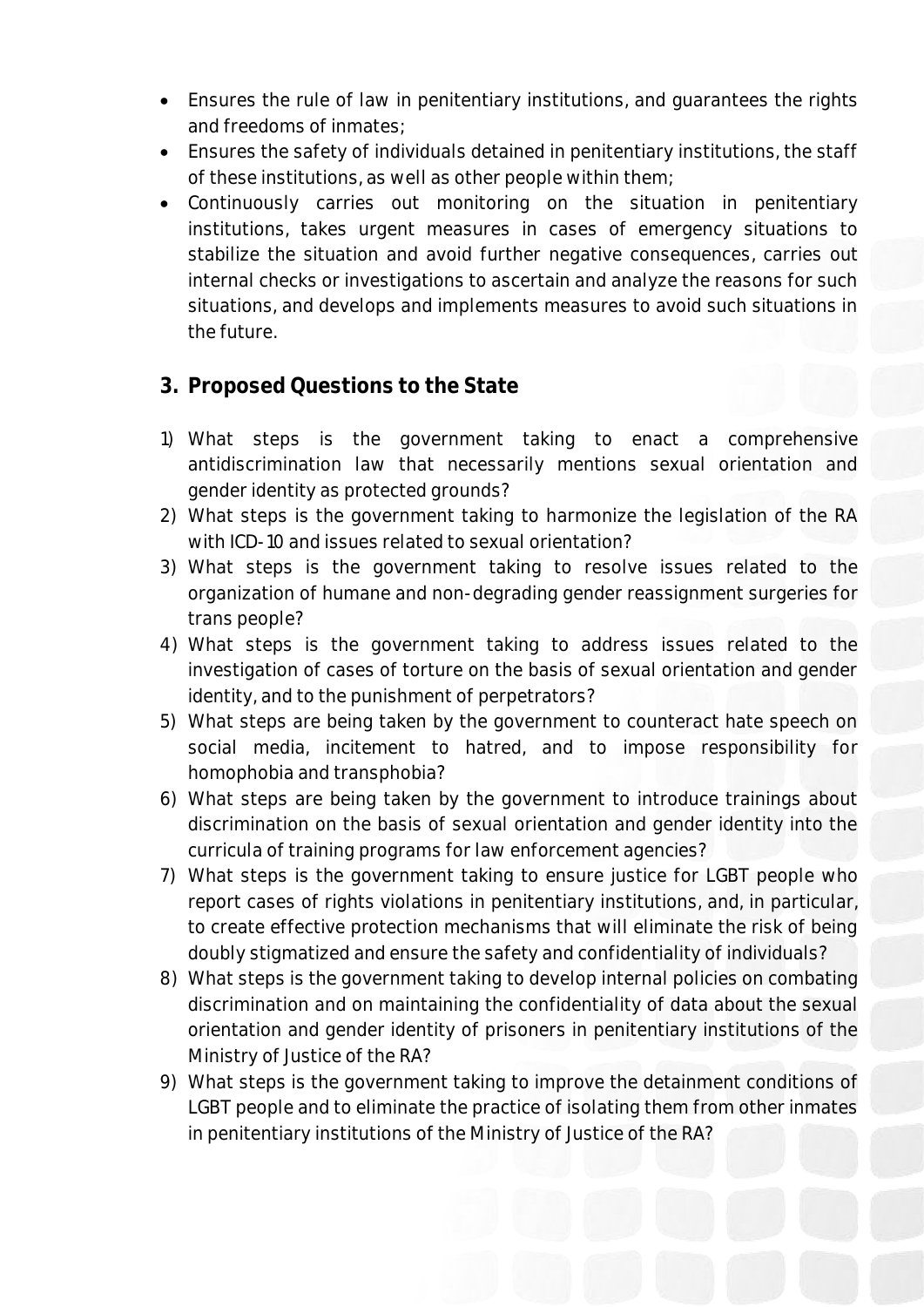- Ensures the rule of law in penitentiary institutions, and guarantees the rights and freedoms of inmates;
- Ensures the safety of individuals detained in penitentiary institutions, the staff of these institutions, as well as other people within them;
- Continuously carries out monitoring on the situation in penitentiary institutions, takes urgent measures in cases of emergency situations to stabilize the situation and avoid further negative consequences, carries out internal checks or investigations to ascertain and analyze the reasons for such situations, and develops and implements measures to avoid such situations in the future.

## 3. Proposed Questions to the State

1) What steps is the government taking to enact a comprehensive antidiscrimination law that necessarily mentions sexual orientation and gender identity as protected grounds?
2) What steps is the government taking to harmonize the legislation of the RA with ICD-10 and issues related to sexual orientation?
3) What steps is the government taking to resolve issues related to the organization of humane and non-degrading gender reassignment surgeries for trans people?
4) What steps is the government taking to address issues related to the investigation of cases of torture on the basis of sexual orientation and gender identity, and to the punishment of perpetrators?
5) What steps are being taken by the government to counteract hate speech on social media, incitement to hatred, and to impose responsibility for homophobia and transphobia?
6) What steps are being taken by the government to introduce trainings about discrimination on the basis of sexual orientation and gender identity into the curricula of training programs for law enforcement agencies?
7) What steps is the government taking to ensure justice for LGBT people who report cases of rights violations in penitentiary institutions, and, in particular, to create effective protection mechanisms that will eliminate the risk of being doubly stigmatized and ensure the safety and confidentiality of individuals?
8) What steps is the government taking to develop internal policies on combating discrimination and on maintaining the confidentiality of data about the sexual orientation and gender identity of prisoners in penitentiary institutions of the Ministry of Justice of the RA?
9) What steps is the government taking to improve the detainment conditions of LGBT people and to eliminate the practice of isolating them from other inmates in penitentiary institutions of the Ministry of Justice of the RA?